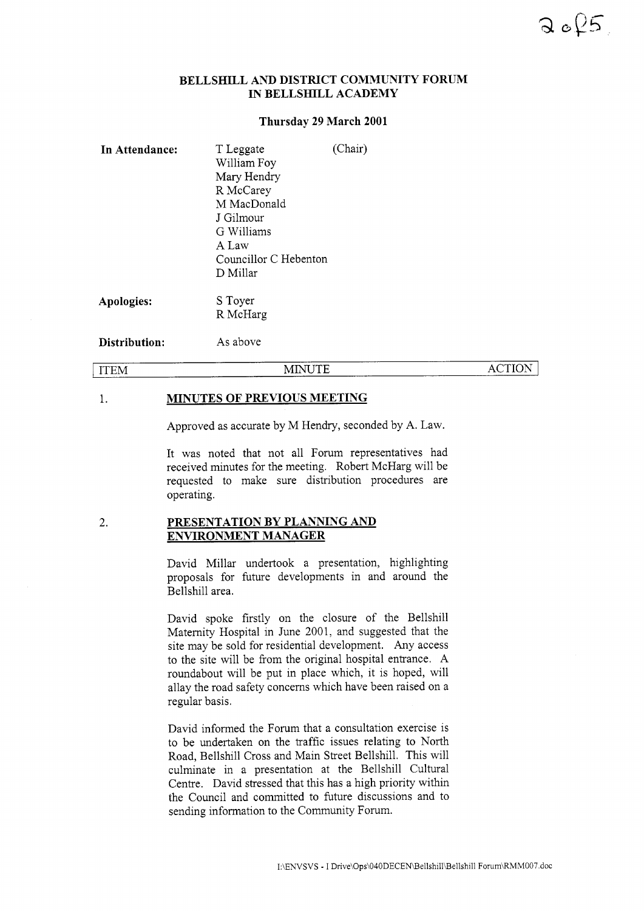**BELLSHILL AND DISTRICT COMMUNITY FORUM IN BELLSHILL ACADEMY**

**Thursday 29 March 2001**

**In Attendance:**

- T Leggate (Chair)
- William Foy
- Mary Hendry
- R McCarey
- M MacDonald
- J Gilmour
- G Williams
- A Law
- Councillor C Hebenton
- D Millar

**Apologies:**

- S Toyer
- R McHarg

**Distribution:** As above

| ITEM | MINUTE | ACTION |
|---|---|---|

1. **MINUTES OF PREVIOUS MEETING**

Approved as accurate by M Hendry, seconded by A. Law.

It was noted that not all Forum representatives had received minutes for the meeting. Robert McHarg will be requested to make sure distribution procedures are operating.

2. **PRESENTATION BY PLANNING AND ENVIRONMENT MANAGER**

David Millar undertook a presentation, highlighting proposals for future developments in and around the Bellshill area.

David spoke firstly on the closure of the Bellshill Maternity Hospital in June 2001, and suggested that the site may be sold for residential development. Any access to the site will be from the original hospital entrance. A roundabout will be put in place which, it is hoped, will allay the road safety concerns which have been raised on a regular basis.

David informed the Forum that a consultation exercise is to be undertaken on the traffic issues relating to North Road, Bellshill Cross and Main Street Bellshill. This will culminate in a presentation at the Bellshill Cultural Centre. David stressed that this has a high priority within the Council and committed to future discussions and to sending information to the Community Forum.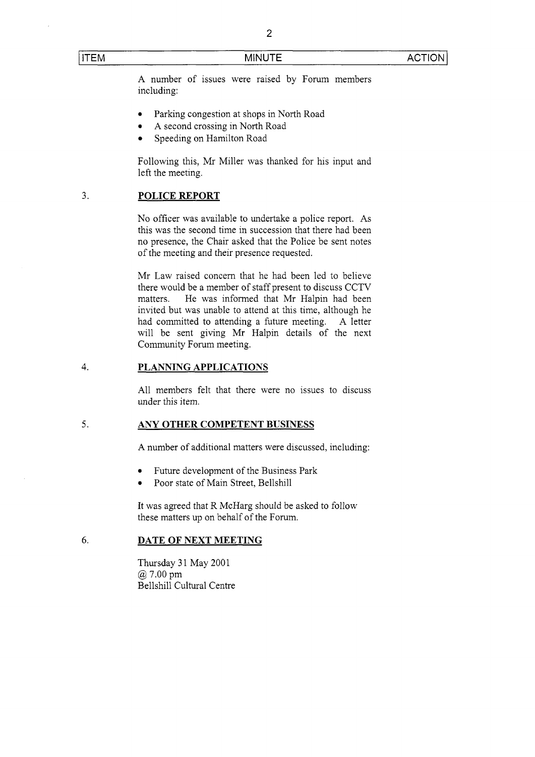| ITEM | MINUTE | ACTION |
|---|---|---|

A number of issues were raised by Forum members including:

- Parking congestion at shops in North Road
- A second crossing in North Road
- Speeding on Hamilton Road

Following this, Mr Miller was thanked for his input and left the meeting.

3. **POLICE REPORT**

No officer was available to undertake a police report. As this was the second time in succession that there had been no presence, the Chair asked that the Police be sent notes of the meeting and their presence requested.

Mr Law raised concern that he had been led to believe there would be a member of staff present to discuss CCTV matters. He was informed that Mr Halpin had been invited but was unable to attend at this time, although he had committed to attending a future meeting. A letter will be sent giving Mr Halpin details of the next Community Forum meeting.

4. **PLANNING APPLICATIONS**

All members felt that there were no issues to discuss under this item.

5. **ANY OTHER COMPETENT BUSINESS**

A number of additional matters were discussed, including:

- Future development of the Business Park
- Poor state of Main Street, Bellshill

It was agreed that R McHarg should be asked to follow these matters up on behalf of the Forum.

6. **DATE OF NEXT MEETING**

Thursday 31 May 2001
@ 7.00 pm
Bellshill Cultural Centre